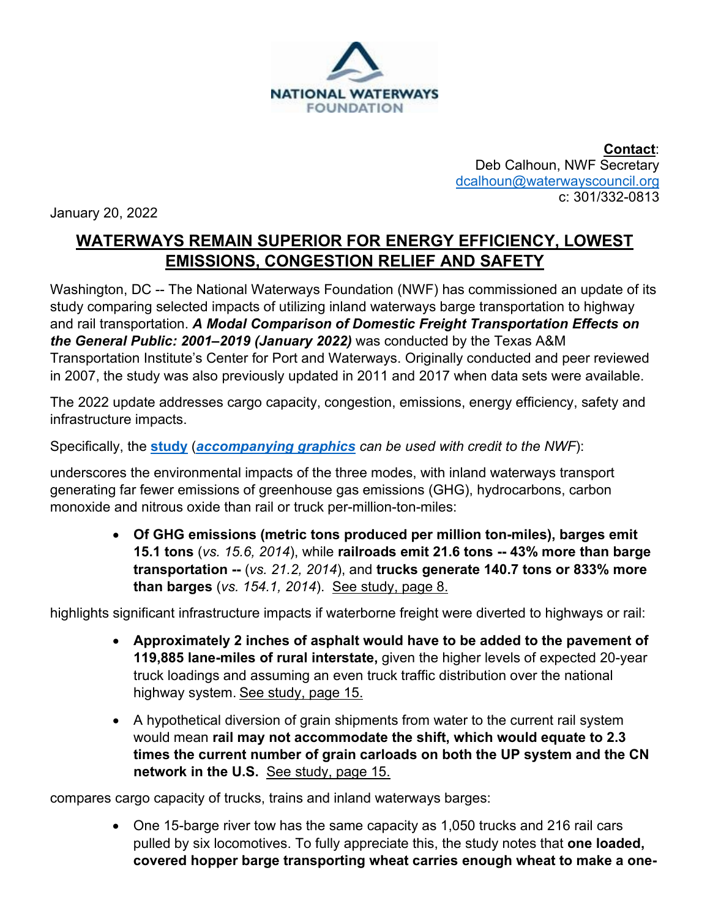NATIONAL WATERWAYS FOUNDATION

**Contact**:
Deb Calhoun, NWF Secretary
dcalhoun@waterwayscouncil.org
c: 301/332-0813

January 20, 2022

# WATERWAYS REMAIN SUPERIOR FOR ENERGY EFFICIENCY, LOWEST EMISSIONS, CONGESTION RELIEF AND SAFETY

Washington, DC -- The National Waterways Foundation (NWF) has commissioned an update of its study comparing selected impacts of utilizing inland waterways barge transportation to highway and rail transportation. ***A Modal Comparison of Domestic Freight Transportation Effects on the General Public: 2001–2019 (January 2022)*** was conducted by the Texas A&M Transportation Institute's Center for Port and Waterways. Originally conducted and peer reviewed in 2007, the study was also previously updated in 2011 and 2017 when data sets were available.

The 2022 update addresses cargo capacity, congestion, emissions, energy efficiency, safety and infrastructure impacts.

Specifically, the **study** (***accompanying graphics*** *can be used with credit to the NWF*):

underscores the environmental impacts of the three modes, with inland waterways transport generating far fewer emissions of greenhouse gas emissions (GHG), hydrocarbons, carbon monoxide and nitrous oxide than rail or truck per-million-ton-miles:

- **Of GHG emissions (metric tons produced per million ton-miles), barges emit 15.1 tons** (*vs. 15.6, 2014*), while **railroads emit 21.6 tons -- 43% more than barge transportation --** (*vs. 21.2, 2014*), and **trucks generate 140.7 tons or 833% more than barges** (*vs. 154.1, 2014*). See study, page 8.

highlights significant infrastructure impacts if waterborne freight were diverted to highways or rail:

- **Approximately 2 inches of asphalt would have to be added to the pavement of 119,885 lane-miles of rural interstate,** given the higher levels of expected 20-year truck loadings and assuming an even truck traffic distribution over the national highway system. See study, page 15.
- A hypothetical diversion of grain shipments from water to the current rail system would mean **rail may not accommodate the shift, which would equate to 2.3 times the current number of grain carloads on both the UP system and the CN network in the U.S.** See study, page 15.

compares cargo capacity of trucks, trains and inland waterways barges:

- One 15-barge river tow has the same capacity as 1,050 trucks and 216 rail cars pulled by six locomotives. To fully appreciate this, the study notes that **one loaded, covered hopper barge transporting wheat carries enough wheat to make a one-**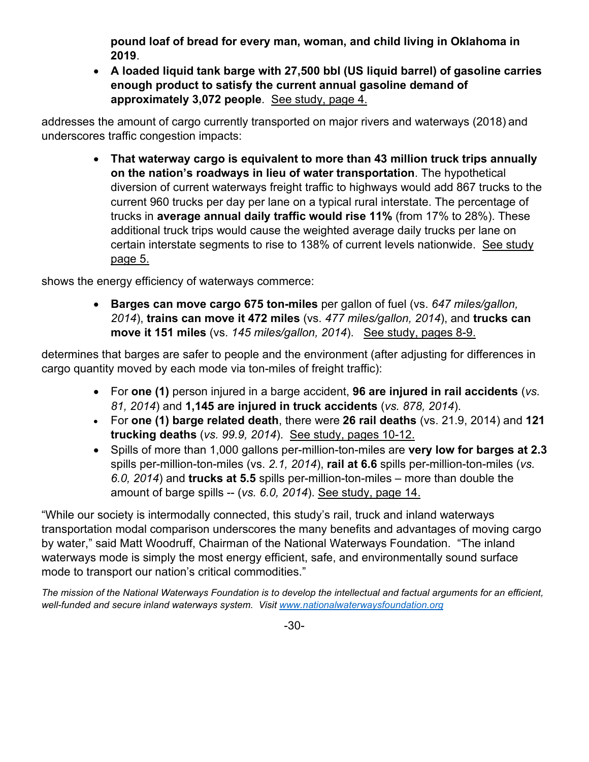**pound loaf of bread for every man, woman, and child living in Oklahoma in 2019**.

- **A loaded liquid tank barge with 27,500 bbl (US liquid barrel) of gasoline carries enough product to satisfy the current annual gasoline demand of approximately 3,072 people**. See study, page 4.

addresses the amount of cargo currently transported on major rivers and waterways (2018) and underscores traffic congestion impacts:

- **That waterway cargo is equivalent to more than 43 million truck trips annually on the nation's roadways in lieu of water transportation**. The hypothetical diversion of current waterways freight traffic to highways would add 867 trucks to the current 960 trucks per day per lane on a typical rural interstate. The percentage of trucks in **average annual daily traffic would rise 11%** (from 17% to 28%). These additional truck trips would cause the weighted average daily trucks per lane on certain interstate segments to rise to 138% of current levels nationwide. See study page 5.

shows the energy efficiency of waterways commerce:

- **Barges can move cargo 675 ton-miles** per gallon of fuel (vs. *647 miles/gallon, 2014*), **trains can move it 472 miles** (vs. *477 miles/gallon, 2014*), and **trucks can move it 151 miles** (vs. *145 miles/gallon, 2014*). See study, pages 8-9.

determines that barges are safer to people and the environment (after adjusting for differences in cargo quantity moved by each mode via ton-miles of freight traffic):

- For **one (1)** person injured in a barge accident, **96 are injured in rail accidents** (*vs. 81, 2014*) and **1,145 are injured in truck accidents** (*vs. 878, 2014*).
- For **one (1) barge related death**, there were **26 rail deaths** (vs. 21.9, 2014) and **121 trucking deaths** (*vs. 99.9, 2014*). See study, pages 10-12.
- Spills of more than 1,000 gallons per-million-ton-miles are **very low for barges at 2.3** spills per-million-ton-miles (vs. *2.1, 2014*), **rail at 6.6** spills per-million-ton-miles (*vs. 6.0, 2014*) and **trucks at 5.5** spills per-million-ton-miles – more than double the amount of barge spills -- (*vs. 6.0, 2014*). See study, page 14.

"While our society is intermodally connected, this study's rail, truck and inland waterways transportation modal comparison underscores the many benefits and advantages of moving cargo by water," said Matt Woodruff, Chairman of the National Waterways Foundation. "The inland waterways mode is simply the most energy efficient, safe, and environmentally sound surface mode to transport our nation's critical commodities."

*The mission of the National Waterways Foundation is to develop the intellectual and factual arguments for an efficient, well-funded and secure inland waterways system. Visit www.nationalwaterwaysfoundation.org*

-30-